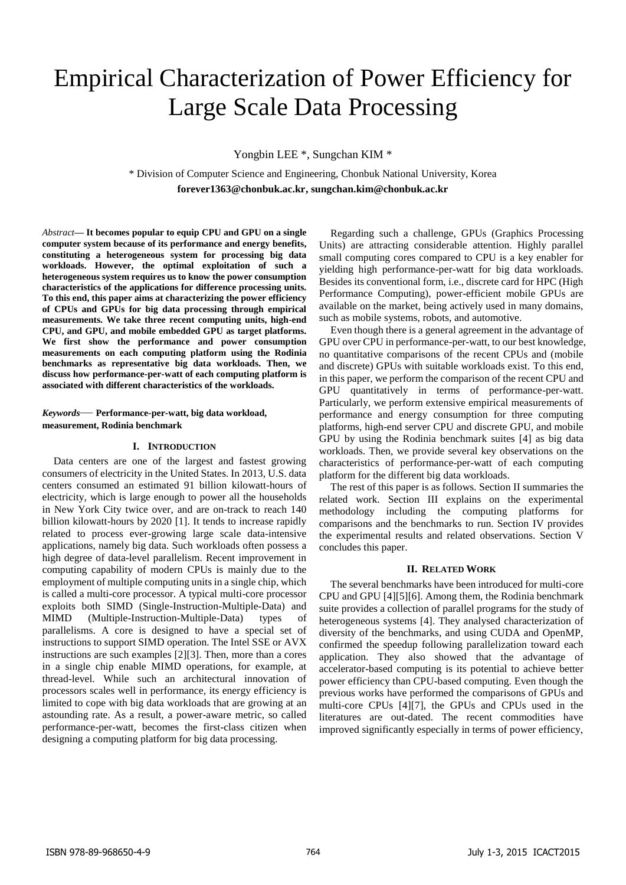# Empirical Characterization of Power Efficiency for Large Scale Data Processing

Yongbin LEE *, Sungchan KIM *

* Division of Computer Science and Engineering, Chonbuk National University, Korea

**forever1363@chonbuk.ac.kr, sungchan.kim@chonbuk.ac.kr**

*Abstract*— **It becomes popular to equip CPU and GPU on a single computer system because of its performance and energy benefits, constituting a heterogeneous system for processing big data workloads. However, the optimal exploitation of such a heterogeneous system requires us to know the power consumption characteristics of the applications for difference processing units. To this end, this paper aims at characterizing the power efficiency of CPUs and GPUs for big data processing through empirical measurements. We take three recent computing units, high-end CPU, and GPU, and mobile embedded GPU as target platforms. We first show the performance and power consumption measurements on each computing platform using the Rodinia benchmarks as representative big data workloads. Then, we discuss how performance-per-watt of each computing platform is associated with different characteristics of the workloads.**

*Keywords*— **Performance-per-watt, big data workload, measurement, Rodinia benchmark**

## I. Introduction

Data centers are one of the largest and fastest growing consumers of electricity in the United States. In 2013, U.S. data centers consumed an estimated 91 billion kilowatt-hours of electricity, which is large enough to power all the households in New York City twice over, and are on-track to reach 140 billion kilowatt-hours by 2020 [1]. It tends to increase rapidly related to process ever-growing large scale data-intensive applications, namely big data. Such workloads often possess a high degree of data-level parallelism. Recent improvement in computing capability of modern CPUs is mainly due to the employment of multiple computing units in a single chip, which is called a multi-core processor. A typical multi-core processor exploits both SIMD (Single-Instruction-Multiple-Data) and MIMD (Multiple-Instruction-Multiple-Data) types of parallelisms. A core is designed to have a special set of instructions to support SIMD operation. The Intel SSE or AVX instructions are such examples [2][3]. Then, more than a cores in a single chip enable MIMD operations, for example, at thread-level. While such an architectural innovation of processors scales well in performance, its energy efficiency is limited to cope with big data workloads that are growing at an astounding rate. As a result, a power-aware metric, so called performance-per-watt, becomes the first-class citizen when designing a computing platform for big data processing.

Regarding such a challenge, GPUs (Graphics Processing Units) are attracting considerable attention. Highly parallel small computing cores compared to CPU is a key enabler for yielding high performance-per-watt for big data workloads. Besides its conventional form, i.e., discrete card for HPC (High Performance Computing), power-efficient mobile GPUs are available on the market, being actively used in many domains, such as mobile systems, robots, and automotive.

Even though there is a general agreement in the advantage of GPU over CPU in performance-per-watt, to our best knowledge, no quantitative comparisons of the recent CPUs and (mobile and discrete) GPUs with suitable workloads exist. To this end, in this paper, we perform the comparison of the recent CPU and GPU quantitatively in terms of performance-per-watt. Particularly, we perform extensive empirical measurements of performance and energy consumption for three computing platforms, high-end server CPU and discrete GPU, and mobile GPU by using the Rodinia benchmark suites [4] as big data workloads. Then, we provide several key observations on the characteristics of performance-per-watt of each computing platform for the different big data workloads.

The rest of this paper is as follows. Section II summaries the related work. Section III explains on the experimental methodology including the computing platforms for comparisons and the benchmarks to run. Section IV provides the experimental results and related observations. Section V concludes this paper.

## II. Related Work

The several benchmarks have been introduced for multi-core CPU and GPU [4][5][6]. Among them, the Rodinia benchmark suite provides a collection of parallel programs for the study of heterogeneous systems [4]. They analysed characterization of diversity of the benchmarks, and using CUDA and OpenMP, confirmed the speedup following parallelization toward each application. They also showed that the advantage of accelerator-based computing is its potential to achieve better power efficiency than CPU-based computing. Even though the previous works have performed the comparisons of GPUs and multi-core CPUs [4][7], the GPUs and CPUs used in the literatures are out-dated. The recent commodities have improved significantly especially in terms of power efficiency,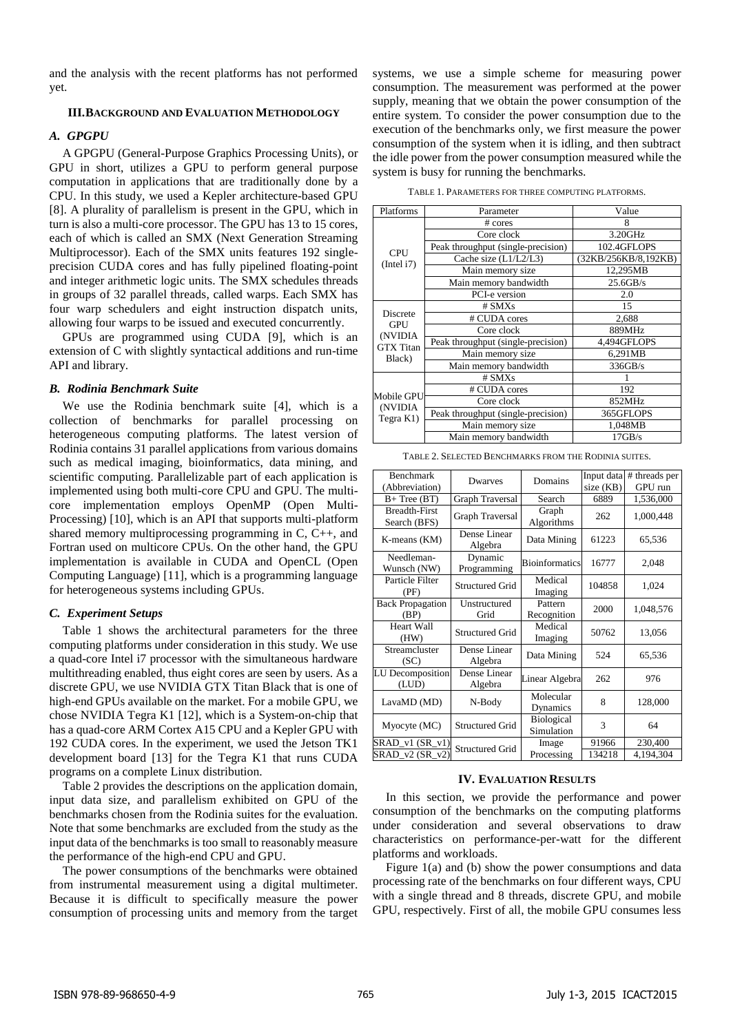and the analysis with the recent platforms has not performed yet.

## III. Background and Evaluation Methodology

### A. GPGPU

A GPGPU (General-Purpose Graphics Processing Units), or GPU in short, utilizes a GPU to perform general purpose computation in applications that are traditionally done by a CPU. In this study, we used a Kepler architecture-based GPU [8]. A plurality of parallelism is present in the GPU, which in turn is also a multi-core processor. The GPU has 13 to 15 cores, each of which is called an SMX (Next Generation Streaming Multiprocessor). Each of the SMX units features 192 single-precision CUDA cores and has fully pipelined floating-point and integer arithmetic logic units. The SMX schedules threads in groups of 32 parallel threads, called warps. Each SMX has four warp schedulers and eight instruction dispatch units, allowing four warps to be issued and executed concurrently.

GPUs are programmed using CUDA [9], which is an extension of C with slightly syntactical additions and run-time API and library.

### B. Rodinia Benchmark Suite

We use the Rodinia benchmark suite [4], which is a collection of benchmarks for parallel processing on heterogeneous computing platforms. The latest version of Rodinia contains 31 parallel applications from various domains such as medical imaging, bioinformatics, data mining, and scientific computing. Parallelizable part of each application is implemented using both multi-core CPU and GPU. The multi-core implementation employs OpenMP (Open Multi-Processing) [10], which is an API that supports multi-platform shared memory multiprocessing programming in C, C++, and Fortran used on multicore CPUs. On the other hand, the GPU implementation is available in CUDA and OpenCL (Open Computing Language) [11], which is a programming language for heterogeneous systems including GPUs.

### C. Experiment Setups

Table 1 shows the architectural parameters for the three computing platforms under consideration in this study. We use a quad-core Intel i7 processor with the simultaneous hardware multithreading enabled, thus eight cores are seen by users. As a discrete GPU, we use NVIDIA GTX Titan Black that is one of high-end GPUs available on the market. For a mobile GPU, we chose NVIDIA Tegra K1 [12], which is a System-on-chip that has a quad-core ARM Cortex A15 CPU and a Kepler GPU with 192 CUDA cores. In the experiment, we used the Jetson TK1 development board [13] for the Tegra K1 that runs CUDA programs on a complete Linux distribution.

Table 2 provides the descriptions on the application domain, input data size, and parallelism exhibited on GPU of the benchmarks chosen from the Rodinia suites for the evaluation. Note that some benchmarks are excluded from the study as the input data of the benchmarks is too small to reasonably measure the performance of the high-end CPU and GPU.

The power consumptions of the benchmarks were obtained from instrumental measurement using a digital multimeter. Because it is difficult to specifically measure the power consumption of processing units and memory from the target systems, we use a simple scheme for measuring power consumption. The measurement was performed at the power supply, meaning that we obtain the power consumption of the entire system. To consider the power consumption due to the execution of the benchmarks only, we first measure the power consumption of the system when it is idling, and then subtract the idle power from the power consumption measured while the system is busy for running the benchmarks.

TABLE 1. PARAMETERS FOR THREE COMPUTING PLATFORMS.

| Platforms | Parameter | Value |
|---|---|---|
| CPU (Intel i7) | # cores | 8 |
| | Core clock | 3.20GHz |
| | Peak throughput (single-precision) | 102.4GFLOPS |
| | Cache size (L1/L2/L3) | (32KB/256KB/8,192KB) |
| | Main memory size | 12,295MB |
| | Main memory bandwidth | 25.6GB/s |
| | PCI-e version | 2.0 |
| Discrete GPU (NVIDIA GTX Titan Black) | # SMXs | 15 |
| | # CUDA cores | 2,688 |
| | Core clock | 889MHz |
| | Peak throughput (single-precision) | 4,494GFLOPS |
| | Main memory size | 6,291MB |
| | Main memory bandwidth | 336GB/s |
| Mobile GPU (NVIDIA Tegra K1) | # SMXs | 1 |
| | # CUDA cores | 192 |
| | Core clock | 852MHz |
| | Peak throughput (single-precision) | 365GFLOPS |
| | Main memory size | 1,048MB |
| | Main memory bandwidth | 17GB/s |

TABLE 2. SELECTED BENCHMARKS FROM THE RODINIA SUITES.

| Benchmark (Abbreviation) | Dwarves | Domains | Input data size (KB) | # threads per GPU run |
|---|---|---|---|---|
| B+ Tree (BT) | Graph Traversal | Search | 6889 | 1,536,000 |
| Breadth-First Search (BFS) | Graph Traversal | Graph Algorithms | 262 | 1,000,448 |
| K-means (KM) | Dense Linear Algebra | Data Mining | 61223 | 65,536 |
| Needleman-Wunsch (NW) | Dynamic Programming | Bioinformatics | 16777 | 2,048 |
| Particle Filter (PF) | Structured Grid | Medical Imaging | 104858 | 1,024 |
| Back Propagation (BP) | Unstructured Grid | Pattern Recognition | 2000 | 1,048,576 |
| Heart Wall (HW) | Structured Grid | Medical Imaging | 50762 | 13,056 |
| Streamcluster (SC) | Dense Linear Algebra | Data Mining | 524 | 65,536 |
| LU Decomposition (LUD) | Dense Linear Algebra | Linear Algebra | 262 | 976 |
| LavaMD (MD) | N-Body | Molecular Dynamics | 8 | 128,000 |
| Myocyte (MC) | Structured Grid | Biological Simulation | 3 | 64 |
| SRAD_v1 (SR_v1) | Structured Grid | Image Processing | 91966 | 230,400 |
| SRAD_v2 (SR_v2) | Structured Grid | Image Processing | 134218 | 4,194,304 |

## IV. Evaluation Results

In this section, we provide the performance and power consumption of the benchmarks on the computing platforms under consideration and several observations to draw characteristics on performance-per-watt for the different platforms and workloads.

Figure 1(a) and (b) show the power consumptions and data processing rate of the benchmarks on four different ways, CPU with a single thread and 8 threads, discrete GPU, and mobile GPU, respectively. First of all, the mobile GPU consumes less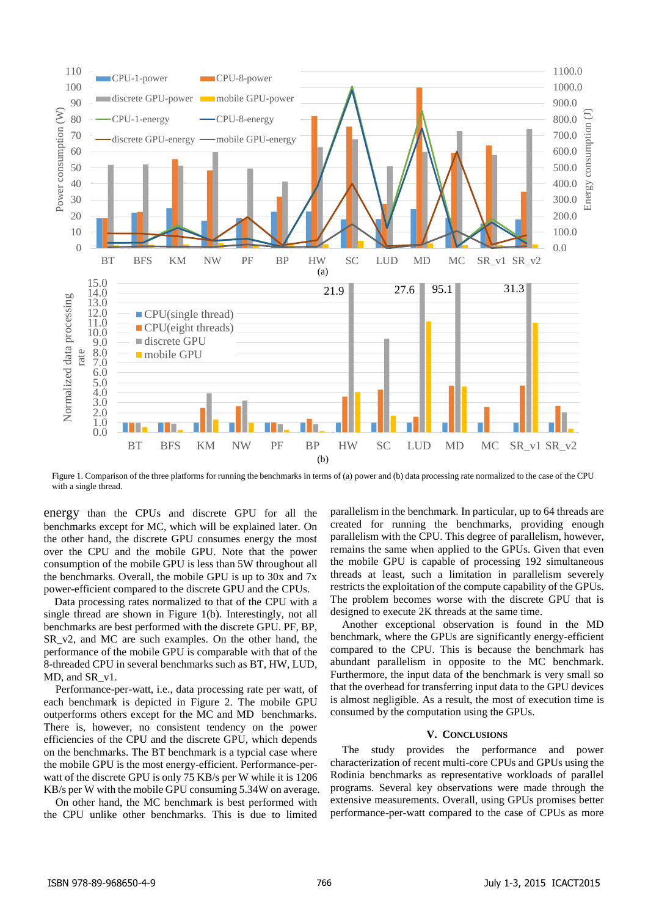Figure 1. Comparison of the three platforms for running the benchmarks in terms of (a) power and (b) data processing rate normalized to the case of the CPU with a single thread.

energy than the CPUs and discrete GPU for all the benchmarks except for MC, which will be explained later. On the other hand, the discrete GPU consumes energy the most over the CPU and the mobile GPU. Note that the power consumption of the mobile GPU is less than 5W throughout all the benchmarks. Overall, the mobile GPU is up to 30x and 7x power-efficient compared to the discrete GPU and the CPUs.

Data processing rates normalized to that of the CPU with a single thread are shown in Figure 1(b). Interestingly, not all benchmarks are best performed with the discrete GPU. PF, BP, SR_v2, and MC are such examples. On the other hand, the performance of the mobile GPU is comparable with that of the 8-threaded CPU in several benchmarks such as BT, HW, LUD, MD, and SR_v1.

Performance-per-watt, i.e., data processing rate per watt, of each benchmark is depicted in Figure 2. The mobile GPU outperforms others except for the MC and MD benchmarks. There is, however, no consistent tendency on the power efficiencies of the CPU and the discrete GPU, which depends on the benchmarks. The BT benchmark is a typcial case where the mobile GPU is the most energy-efficient. Performance-per-watt of the discrete GPU is only 75 KB/s per W while it is 1206 KB/s per W with the mobile GPU consuming 5.34W on average.

On other hand, the MC benchmark is best performed with the CPU unlike other benchmarks. This is due to limited parallelism in the benchmark. In particular, up to 64 threads are created for running the benchmarks, providing enough parallelism with the CPU. This degree of parallelism, however, remains the same when applied to the GPUs. Given that even the mobile GPU is capable of processing 192 simultaneous threads at least, such a limitation in parallelism severely restricts the exploitation of the compute capability of the GPUs. The problem becomes worse with the discrete GPU that is designed to execute 2K threads at the same time.

Another exceptional observation is found in the MD benchmark, where the GPUs are significantly energy-efficient compared to the CPU. This is because the benchmark has abundant parallelism in opposite to the MC benchmark. Furthermore, the input data of the benchmark is very small so that the overhead for transferring input data to the GPU devices is almost negligible. As a result, the most of execution time is consumed by the computation using the GPUs.

## V. Conclusions

The study provides the performance and power characterization of recent multi-core CPUs and GPUs using the Rodinia benchmarks as representative workloads of parallel programs. Several key observations were made through the extensive measurements. Overall, using GPUs promises better performance-per-watt compared to the case of CPUs as more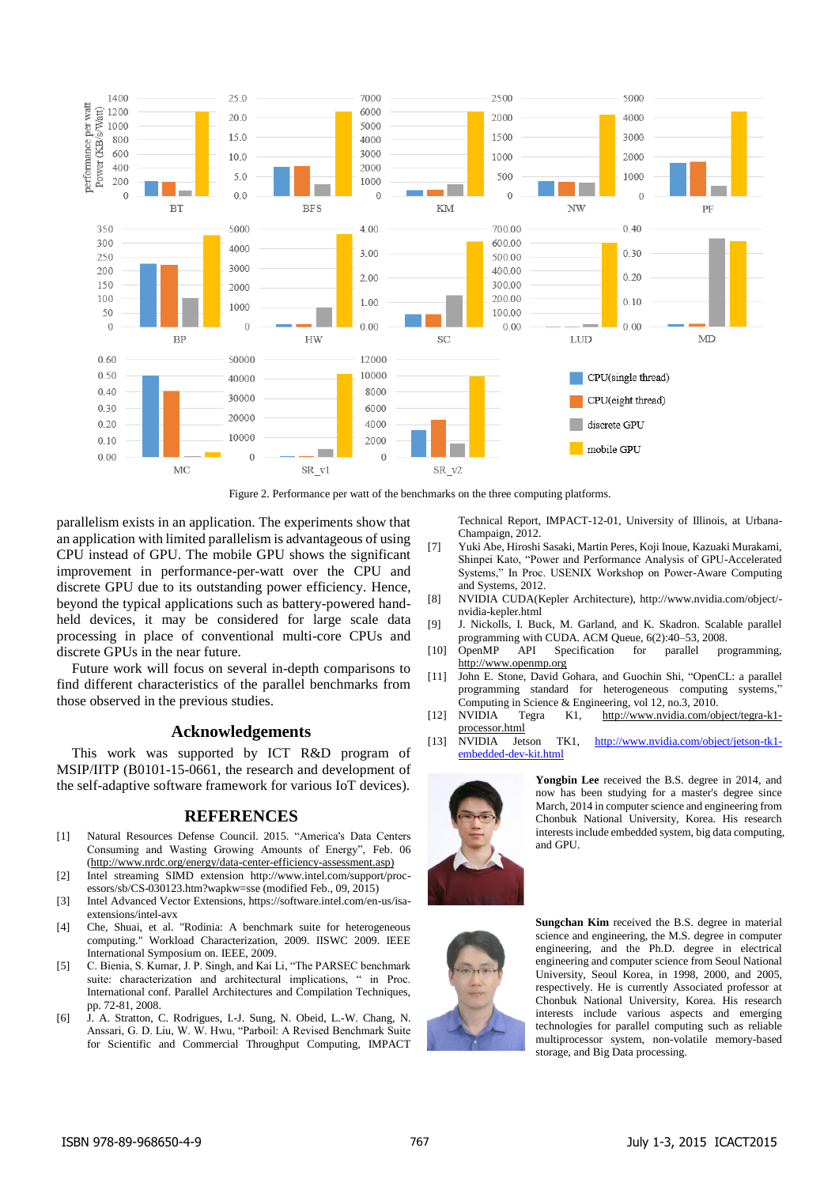performance per watt
Power (KB/s/Watt)

1400 1200 1000 800 600 400 200 0
BT

25.0 20.0 15.0 10.0 5.0 0.0
BFS

7000 6000 5000 4000 3000 2000 1000 0
KM

2500 2000 1500 1000 500 0
NW

5000 4000 3000 2000 1000 0
PF

350 300 250 200 150 100 50 0
BP

5000 4000 3000 2000 1000 0
HW

4.00 3.00 2.00 1.00 0.00
SC

700.00 600.00 500.00 400.00 300.00 200.00 100.00 0.00
LUD

0.40 0.30 0.20 0.10 0.00
MD

0.60 0.50 0.40 0.30 0.20 0.10 0.00
MC

50000 40000 30000 20000 10000 0
SR_v1

12000 10000 8000 6000 4000 2000 0
SR_v2

CPU(single thread)
CPU(eight thread)
discrete GPU
mobile GPU

Figure 2. Performance per watt of the benchmarks on the three computing platforms.

parallelism exists in an application. The experiments show that an application with limited parallelism is advantageous of using CPU instead of GPU. The mobile GPU shows the significant improvement in performance-per-watt over the CPU and discrete GPU due to its outstanding power efficiency. Hence, beyond the typical applications such as battery-powered hand-held devices, it may be considered for large scale data processing in place of conventional multi-core CPUs and discrete GPUs in the near future.

Future work will focus on several in-depth comparisons to find different characteristics of the parallel benchmarks from those observed in the previous studies.

## Acknowledgements

This work was supported by ICT R&D program of MSIP/IITP (B0101-15-0661, the research and development of the self-adaptive software framework for various IoT devices).

## REFERENCES

[1] Natural Resources Defense Council. 2015. "America's Data Centers Consuming and Wasting Growing Amounts of Energy", Feb. 06 (http://www.nrdc.org/energy/data-center-efficiency-assessment.asp)

[2] Intel streaming SIMD extension http://www.intel.com/support/processors/sb/CS-030123.htm?wapkw=sse (modified Feb., 09, 2015)

[3] Intel Advanced Vector Extensions, https://software.intel.com/en-us/isa-extensions/intel-avx

[4] Che, Shuai, et al. "Rodinia: A benchmark suite for heterogeneous computing." Workload Characterization, 2009. IISWC 2009. IEEE International Symposium on. IEEE, 2009.

[5] C. Bienia, S. Kumar, J. P. Singh, and Kai Li, "The PARSEC benchmark suite: characterization and architectural implications, " in Proc. International conf. Parallel Architectures and Compilation Techniques, pp. 72-81, 2008.

[6] J. A. Stratton, C. Rodrigues, I.-J. Sung, N. Obeid, L.-W. Chang, N. Anssari, G. D. Liu, W. W. Hwu, "Parboil: A Revised Benchmark Suite for Scientific and Commercial Throughput Computing, IMPACT Technical Report, IMPACT-12-01, University of Illinois, at Urbana-Champaign, 2012.

[7] Yuki Abe, Hiroshi Sasaki, Martin Peres, Koji Inoue, Kazuaki Murakami, Shinpei Kato, "Power and Performance Analysis of GPU-Accelerated Systems," In Proc. USENIX Workshop on Power-Aware Computing and Systems, 2012.

[8] NVIDIA CUDA(Kepler Architecture), http://www.nvidia.com/object/-nvidia-kepler.html

[9] J. Nickolls, I. Buck, M. Garland, and K. Skadron. Scalable parallel programming with CUDA. ACM Queue, 6(2):40–53, 2008.

[10] OpenMP API Specification for parallel programming, http://www.openmp.org

[11] John E. Stone, David Gohara, and Guochin Shi, "OpenCL: a parallel programming standard for heterogeneous computing systems," Computing in Science & Engineering, vol 12, no.3, 2010.

[12] NVIDIA Tegra K1, http://www.nvidia.com/object/tegra-k1-processor.html

[13] NVIDIA Jetson TK1, http://www.nvidia.com/object/jetson-tk1-embedded-dev-kit.html

**Yongbin Lee** received the B.S. degree in 2014, and now has been studying for a master's degree since March, 2014 in computer science and engineering from Chonbuk National University, Korea. His research interests include embedded system, big data computing, and GPU.

**Sungchan Kim** received the B.S. degree in material science and engineering, the M.S. degree in computer engineering, and the Ph.D. degree in electrical engineering and computer science from Seoul National University, Seoul Korea, in 1998, 2000, and 2005, respectively. He is currently Associated professor at Chonbuk National University, Korea. His research interests include various aspects and emerging technologies for parallel computing such as reliable multiprocessor system, non-volatile memory-based storage, and Big Data processing.